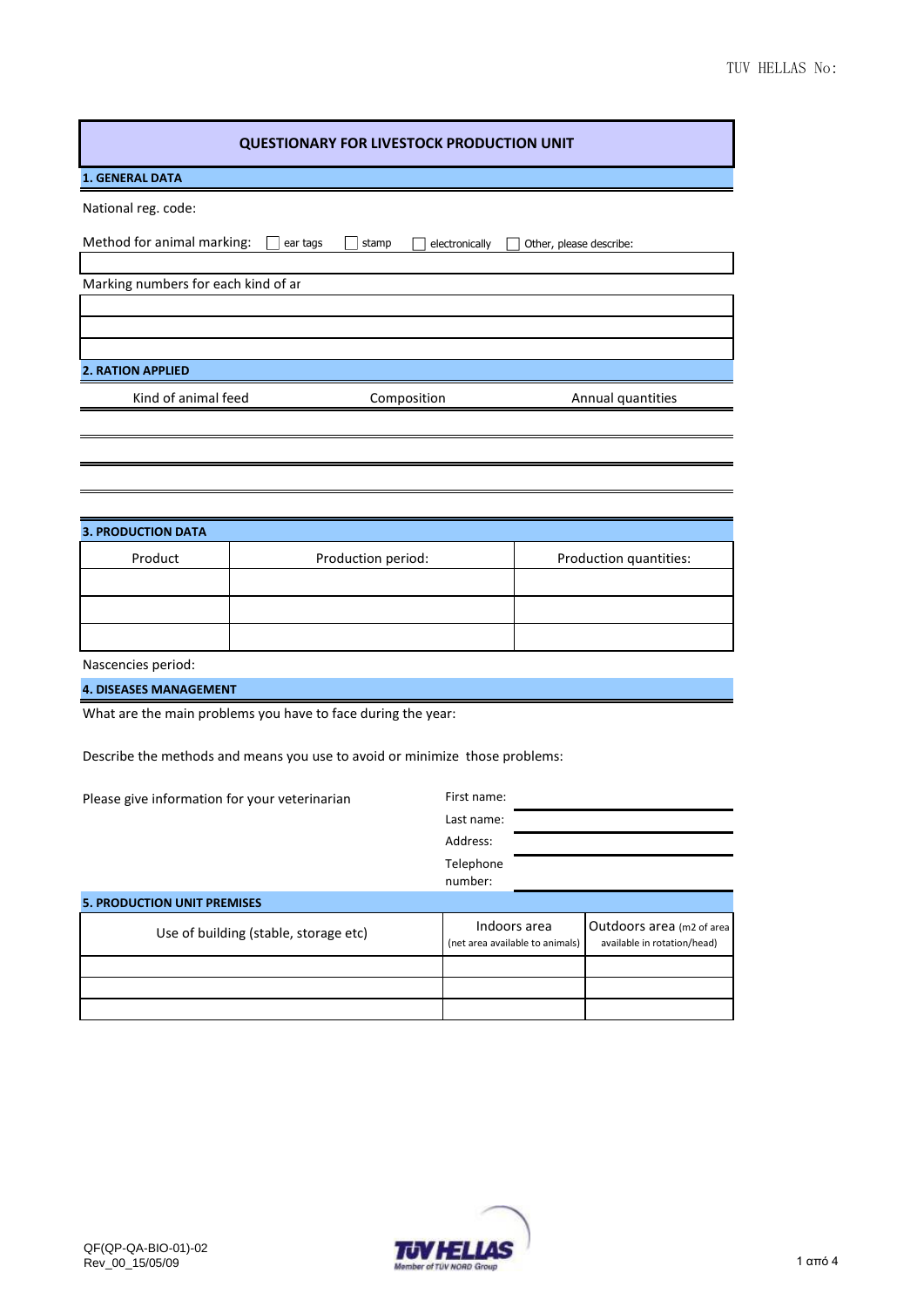TUV HELLAS No:

# QUESTIONARY FOR LIVESTOCK PRODUCTION UNIT

## 1. GENERAL DATA

National reg. code:

Method for animal marking: ☐ ear tags ☐ stamp ☐ electronically ☐ Other, please describe:

Marking numbers for each kind of ar

## 2. RATION APPLIED

| Kind of animal feed | Composition | Annual quantities |
|---|---|---|
| | | |
| | | |
| | | |

## 3. PRODUCTION DATA

| Product | Production period: | Production quantities: |
|---|---|---|
| | | |
| | | |
| | | |

Nascencies period:

## 4. DISEASES MANAGEMENT

What are the main problems you have to face during the year:

Describe the methods and means you use to avoid or minimize those problems:

Please give information for your veterinarian

First name:

Last name:

Address:

Telephone number:

## 5. PRODUCTION UNIT PREMISES

| Use of building (stable, storage etc) | Indoors area (net area available to animals) | Outdoors area (m2 of area available in rotation/head) |
|---|---|---|
| | | |
| | | |
| | | |

QF(QP-QA-BIO-01)-02
Rev_00_15/05/09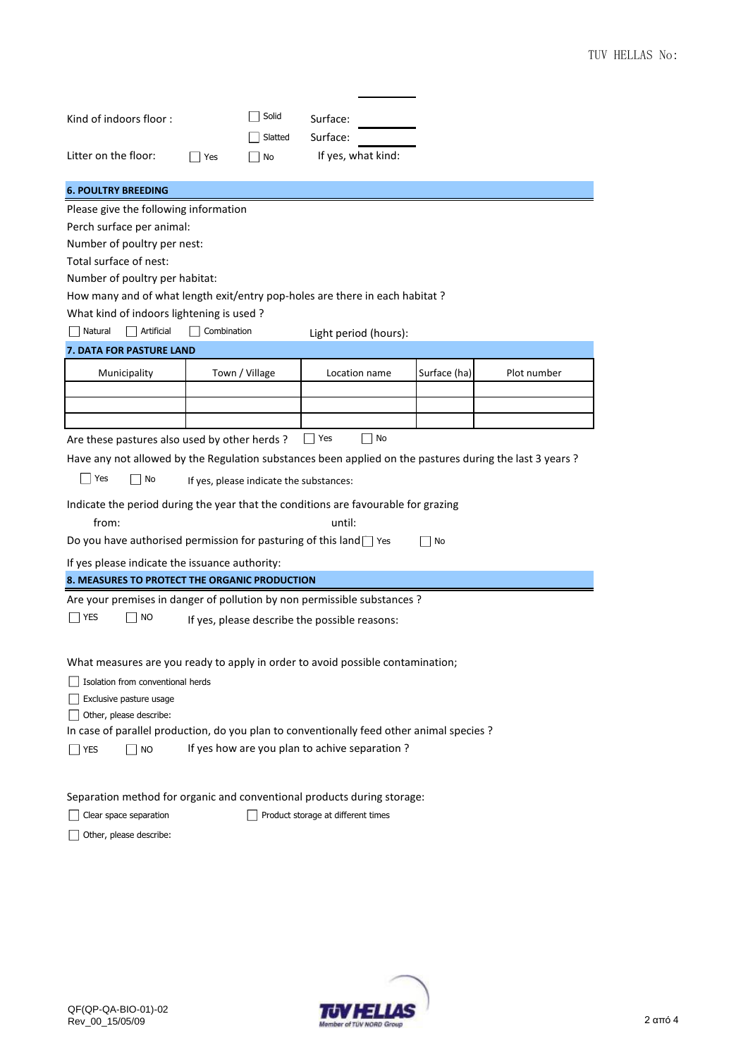Kind of indoors floor : ☐ Solid Surface: \_\_\_\_\_\_

☐ Slatted Surface: \_\_\_\_\_\_

Litter on the floor: ☐ Yes ☐ No If yes, what kind:

## 6. POULTRY BREEDING

Please give the following information

Perch surface per animal:

Number of poultry per nest:

Total surface of nest:

Number of poultry per habitat:

How many and of what length exit/entry pop-holes are there in each habitat ?

What kind of indoors lightening is used ?

☐ Natural ☐ Artificial ☐ Combination Light period (hours):

## 7. DATA FOR PASTURE LAND

| Municipality | Town / Village | Location name | Surface (ha) | Plot number |
|---|---|---|---|---|
| | | | | |
| | | | | |
| | | | | |

Are these pastures also used by other herds ? ☐ Yes ☐ No

Have any not allowed by the Regulation substances been applied on the pastures during the last 3 years ?

☐ Yes ☐ No If yes, please indicate the substances:

Indicate the period during the year that the conditions are favourable for grazing

from: until:

Do you have authorised permission for pasturing of this land ☐ Yes ☐ No

If yes please indicate the issuance authority:

## 8. MEASURES TO PROTECT THE ORGANIC PRODUCTION

Are your premises in danger of pollution by non permissible substances ?

☐ YES ☐ NO If yes, please describe the possible reasons:

What measures are you ready to apply in order to avoid possible contamination;

☐ Isolation from conventional herds

☐ Exclusive pasture usage

☐ Other, please describe:

In case of parallel production, do you plan to conventionally feed other animal species ?

☐ YES ☐ NO If yes how are you plan to achive separation ?

Separation method for organic and conventional products during storage:

☐ Clear space separation ☐ Product storage at different times

☐ Other, please describe: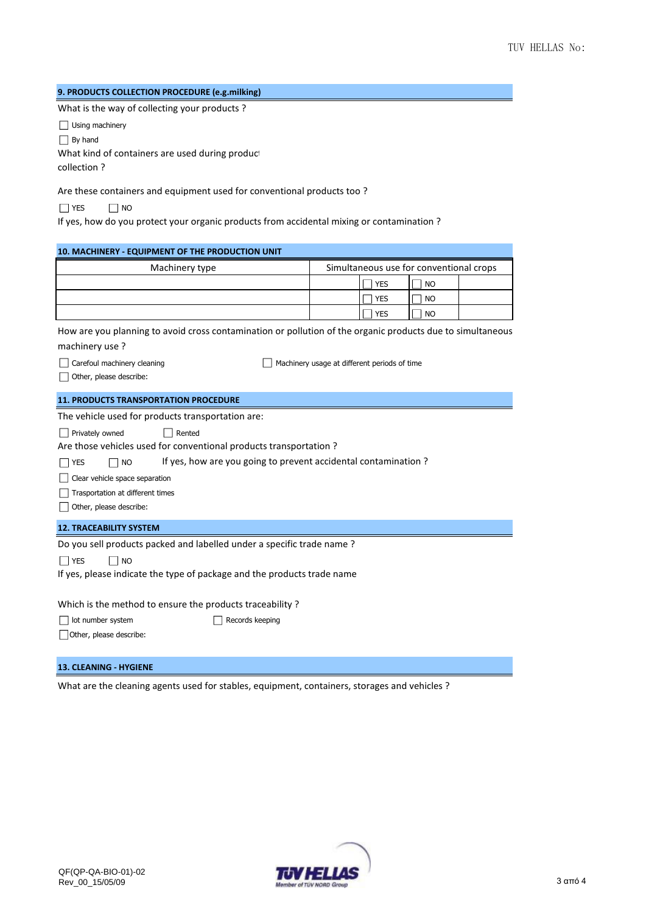## 9. PRODUCTS COLLECTION PROCEDURE (e.g.milking)

What is the way of collecting your products ?

☐ Using machinery

☐ By hand

What kind of containers are used during product collection ?

Are these containers and equipment used for conventional products too ?

☐ YES ☐ NO

If yes, how do you protect your organic products from accidental mixing or contamination ?

## 10. MACHINERY - EQUIPMENT OF THE PRODUCTION UNIT

| Machinery type | Simultaneous use for conventional crops | | | |
|---|---|---|---|---|
| | | ☐ YES | ☐ NO | |
| | | ☐ YES | ☐ NO | |
| | | ☐ YES | ☐ NO | |

How are you planning to avoid cross contamination or pollution of the organic products due to simultaneous machinery use ?

☐ Carefoul machinery cleaning ☐ Machinery usage at different periods of time

☐ Other, please describe:

## 11. PRODUCTS TRANSPORTATION PROCEDURE

The vehicle used for products transportation are:

☐ Privately owned ☐ Rented

Are those vehicles used for conventional products transportation ?

☐ YES ☐ NO If yes, how are you going to prevent accidental contamination ?

☐ Clear vehicle space separation

☐ Trasportation at different times

☐ Other, please describe:

## 12. TRACEABILITY SYSTEM

Do you sell products packed and labelled under a specific trade name ?

☐ YES ☐ NO

If yes, please indicate the type of package and the products trade name

Which is the method to ensure the products traceability ?

☐ lot number system ☐ Records keeping

☐ Other, please describe:

## 13. CLEANING - HYGIENE

What are the cleaning agents used for stables, equipment, containers, storages and vehicles ?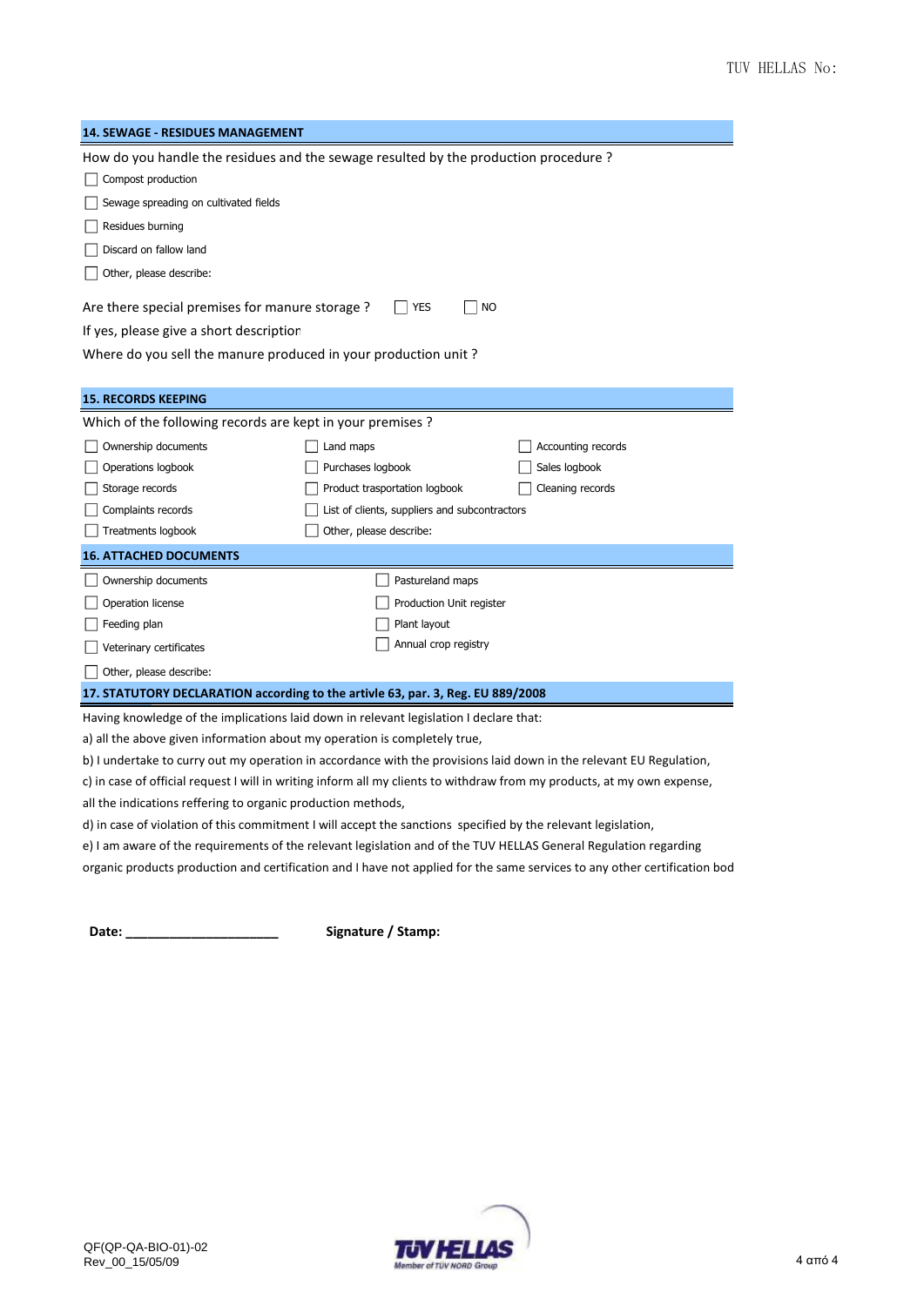## 14. SEWAGE - RESIDUES MANAGEMENT

How do you handle the residues and the sewage resulted by the production procedure ?

- [ ] Compost production
- [ ] Sewage spreading on cultivated fields
- [ ] Residues burning
- [ ] Discard on fallow land
- [ ] Other, please describe:

Are there special premises for manure storage ? [ ] YES [ ] NO

If yes, please give a short description

Where do you sell the manure produced in your production unit ?

## 15. RECORDS KEEPING

Which of the following records are kept in your premises ?

| | | |
|---|---|---|
| [ ] Ownership documents | [ ] Land maps | [ ] Accounting records |
| [ ] Operations logbook | [ ] Purchases logbook | [ ] Sales logbook |
| [ ] Storage records | [ ] Product trasportation logbook | [ ] Cleaning records |
| [ ] Complaints records | [ ] List of clients, suppliers and subcontractors | |
| [ ] Treatments logbook | [ ] Other, please describe: | |

## 16. ATTACHED DOCUMENTS

| | |
|---|---|
| [ ] Ownership documents | [ ] Pastureland maps |
| [ ] Operation license | [ ] Production Unit register |
| [ ] Feeding plan | [ ] Plant layout |
| [ ] Veterinary certificates | [ ] Annual crop registry |
| [ ] Other, please describe: | |

## 17. STATUTORY DECLARATION according to the artivle 63, par. 3, Reg. EU 889/2008

Having knowledge of the implications laid down in relevant legislation I declare that:

a) all the above given information about my operation is completely true,

b) I undertake to curry out my operation in accordance with the provisions laid down in the relevant EU Regulation,

c) in case of official request I will in writing inform all my clients to withdraw from my products, at my own expense, all the indications reffering to organic production methods,

d) in case of violation of this commitment I will accept the sanctions specified by the relevant legislation,

e) I am aware of the requirements of the relevant legislation and of the TUV HELLAS General Regulation regarding organic products production and certification and I have not applied for the same services to any other certification bod

**Date:** ______________________ **Signature / Stamp:**

QF(QP-QA-BIO-01)-02
Rev_00_15/05/09